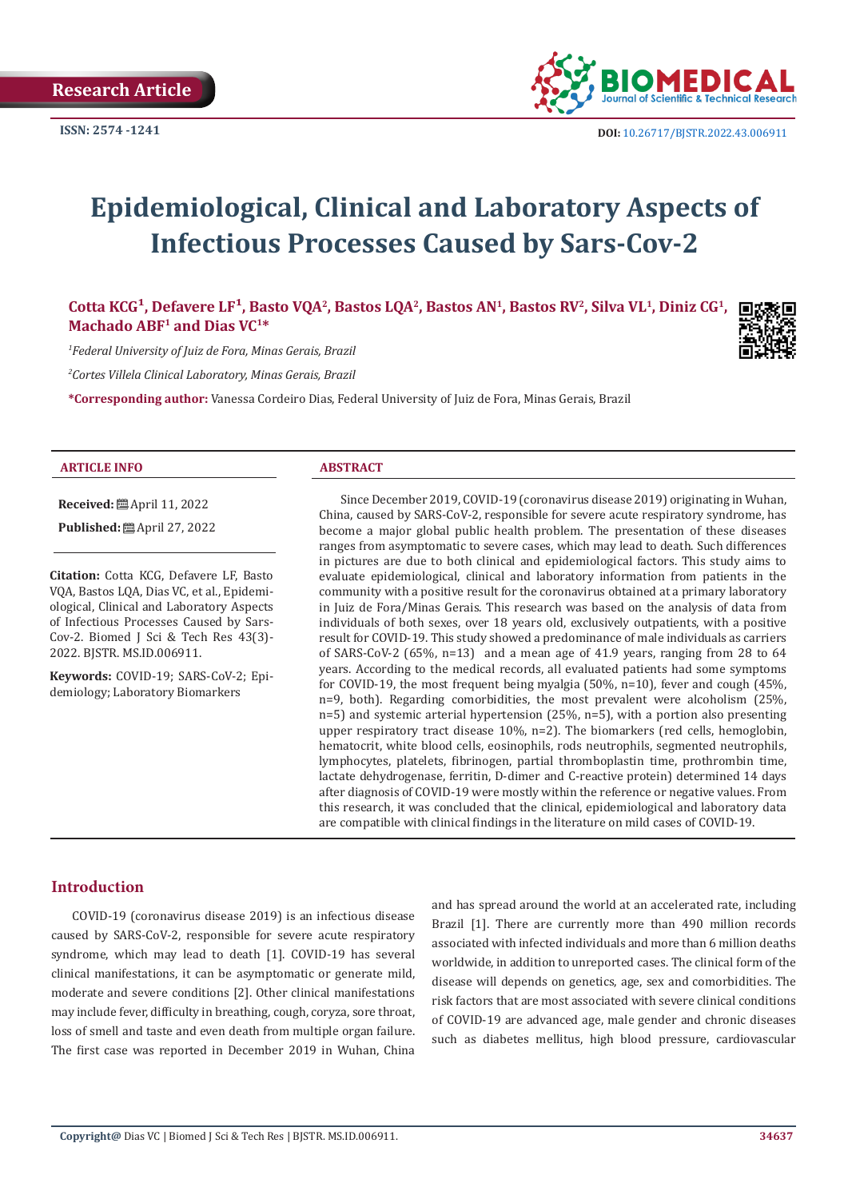Research Article

ISSN: 2574 -1241

DOI: 10.26717/BJSTR.2022.43.006911

# Epidemiological, Clinical and Laboratory Aspects of Infectious Processes Caused by Sars-Cov-2

**Cotta KCG[1], Defavere LF[1], Basto VQA[2], Bastos LQA[2], Bastos AN[1], Bastos RV[2], Silva VL[1], Diniz CG[1], Machado ABF[1] and Dias VC[1]***

[1]*Federal University of Juiz de Fora, Minas Gerais, Brazil*

[2]*Cortes Villela Clinical Laboratory, Minas Gerais, Brazil*

***Corresponding author:** Vanessa Cordeiro Dias, Federal University of Juiz de Fora, Minas Gerais, Brazil

### ARTICLE INFO

**Received:** April 11, 2022

**Published:** April 27, 2022

**Citation:** Cotta KCG, Defavere LF, Basto VQA, Bastos LQA, Dias VC, et al., Epidemiological, Clinical and Laboratory Aspects of Infectious Processes Caused by Sars-Cov-2. Biomed J Sci & Tech Res 43(3)-2022. BJSTR. MS.ID.006911.

**Keywords:** COVID-19; SARS-CoV-2; Epidemiology; Laboratory Biomarkers

### ABSTRACT

Since December 2019, COVID-19 (coronavirus disease 2019) originating in Wuhan, China, caused by SARS-CoV-2, responsible for severe acute respiratory syndrome, has become a major global public health problem. The presentation of these diseases ranges from asymptomatic to severe cases, which may lead to death. Such differences in pictures are due to both clinical and epidemiological factors. This study aims to evaluate epidemiological, clinical and laboratory information from patients in the community with a positive result for the coronavirus obtained at a primary laboratory in Juiz de Fora/Minas Gerais. This research was based on the analysis of data from individuals of both sexes, over 18 years old, exclusively outpatients, with a positive result for COVID-19. This study showed a predominance of male individuals as carriers of SARS-CoV-2 (65%, n=13) and a mean age of 41.9 years, ranging from 28 to 64 years. According to the medical records, all evaluated patients had some symptoms for COVID-19, the most frequent being myalgia (50%, n=10), fever and cough (45%, n=9, both). Regarding comorbidities, the most prevalent were alcoholism (25%, n=5) and systemic arterial hypertension (25%, n=5), with a portion also presenting upper respiratory tract disease 10%, n=2). The biomarkers (red cells, hemoglobin, hematocrit, white blood cells, eosinophils, rods neutrophils, segmented neutrophils, lymphocytes, platelets, fibrinogen, partial thromboplastin time, prothrombin time, lactate dehydrogenase, ferritin, D-dimer and C-reactive protein) determined 14 days after diagnosis of COVID-19 were mostly within the reference or negative values. From this research, it was concluded that the clinical, epidemiological and laboratory data are compatible with clinical findings in the literature on mild cases of COVID-19.

## Introduction

COVID-19 (coronavirus disease 2019) is an infectious disease caused by SARS-CoV-2, responsible for severe acute respiratory syndrome, which may lead to death [1]. COVID-19 has several clinical manifestations, it can be asymptomatic or generate mild, moderate and severe conditions [2]. Other clinical manifestations may include fever, difficulty in breathing, cough, coryza, sore throat, loss of smell and taste and even death from multiple organ failure. The first case was reported in December 2019 in Wuhan, China and has spread around the world at an accelerated rate, including Brazil [1]. There are currently more than 490 million records associated with infected individuals and more than 6 million deaths worldwide, in addition to unreported cases. The clinical form of the disease will depends on genetics, age, sex and comorbidities. The risk factors that are most associated with severe clinical conditions of COVID-19 are advanced age, male gender and chronic diseases such as diabetes mellitus, high blood pressure, cardiovascular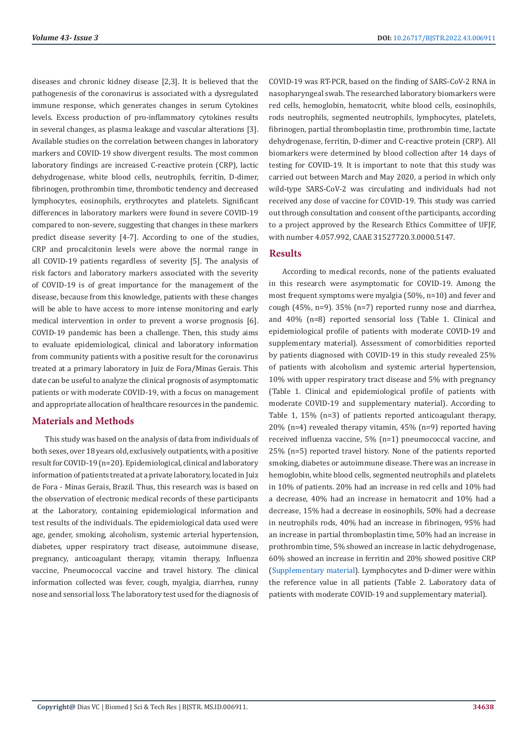diseases and chronic kidney disease [2,3]. It is believed that the pathogenesis of the coronavirus is associated with a dysregulated immune response, which generates changes in serum Cytokines levels. Excess production of pro-inflammatory cytokines results in several changes, as plasma leakage and vascular alterations [3]. Available studies on the correlation between changes in laboratory markers and COVID-19 show divergent results. The most common laboratory findings are increased C-reactive protein (CRP), lactic dehydrogenase, white blood cells, neutrophils, ferritin, D-dimer, fibrinogen, prothrombin time, thrombotic tendency and decreased lymphocytes, eosinophils, erythrocytes and platelets. Significant differences in laboratory markers were found in severe COVID-19 compared to non-severe, suggesting that changes in these markers predict disease severity [4-7]. According to one of the studies, CRP and procalcitonin levels were above the normal range in all COVID-19 patients regardless of severity [5]. The analysis of risk factors and laboratory markers associated with the severity of COVID-19 is of great importance for the management of the disease, because from this knowledge, patients with these changes will be able to have access to more intense monitoring and early medical intervention in order to prevent a worse prognosis [6]. COVID-19 pandemic has been a challenge. Then, this study aims to evaluate epidemiological, clinical and laboratory information from community patients with a positive result for the coronavirus treated at a primary laboratory in Juiz de Fora/Minas Gerais. This date can be useful to analyze the clinical prognosis of asymptomatic patients or with moderate COVID-19, with a focus on management and appropriate allocation of healthcare resources in the pandemic.

## Materials and Methods

This study was based on the analysis of data from individuals of both sexes, over 18 years old, exclusively outpatients, with a positive result for COVID-19 (n=20). Epidemiological, clinical and laboratory information of patients treated at a private laboratory, located in Juiz de Fora - Minas Gerais, Brazil. Thus, this research was is based on the observation of electronic medical records of these participants at the Laboratory, containing epidemiological information and test results of the individuals. The epidemiological data used were age, gender, smoking, alcoholism, systemic arterial hypertension, diabetes, upper respiratory tract disease, autoimmune disease, pregnancy, anticoagulant therapy, vitamin therapy, Influenza vaccine, Pneumococcal vaccine and travel history. The clinical information collected was fever, cough, myalgia, diarrhea, runny nose and sensorial loss. The laboratory test used for the diagnosis of COVID-19 was RT-PCR, based on the finding of SARS-CoV-2 RNA in nasopharyngeal swab. The researched laboratory biomarkers were red cells, hemoglobin, hematocrit, white blood cells, eosinophils, rods neutrophils, segmented neutrophils, lymphocytes, platelets, fibrinogen, partial thromboplastin time, prothrombin time, lactate dehydrogenase, ferritin, D-dimer and C-reactive protein (CRP). All biomarkers were determined by blood collection after 14 days of testing for COVID-19. It is important to note that this study was carried out between March and May 2020, a period in which only wild-type SARS-CoV-2 was circulating and individuals had not received any dose of vaccine for COVID-19. This study was carried out through consultation and consent of the participants, according to a project approved by the Research Ethics Committee of UFJF, with number 4.057.992, CAAE 31527720.3.0000.5147.

## Results

According to medical records, none of the patients evaluated in this research were asymptomatic for COVID-19. Among the most frequent symptoms were myalgia (50%, n=10) and fever and cough (45%, n=9). 35% (n=7) reported runny nose and diarrhea, and 40% (n=8) reported sensorial loss (Table 1. Clinical and epidemiological profile of patients with moderate COVID-19 and supplementary material). Assessment of comorbidities reported by patients diagnosed with COVID-19 in this study revealed 25% of patients with alcoholism and systemic arterial hypertension, 10% with upper respiratory tract disease and 5% with pregnancy (Table 1. Clinical and epidemiological profile of patients with moderate COVID-19 and supplementary material). According to Table 1, 15% (n=3) of patients reported anticoagulant therapy, 20% (n=4) revealed therapy vitamin, 45% (n=9) reported having received influenza vaccine, 5% (n=1) pneumococcal vaccine, and 25% (n=5) reported travel history. None of the patients reported smoking, diabetes or autoimmune disease. There was an increase in hemoglobin, white blood cells, segmented neutrophils and platelets in 10% of patients. 20% had an increase in red cells and 10% had a decrease, 40% had an increase in hematocrit and 10% had a decrease, 15% had a decrease in eosinophils, 50% had a decrease in neutrophils rods, 40% had an increase in fibrinogen, 95% had an increase in partial thromboplastin time, 50% had an increase in prothrombin time, 5% showed an increase in lactic dehydrogenase, 60% showed an increase in ferritin and 20% showed positive CRP (Supplementary material). Lymphocytes and D-dimer were within the reference value in all patients (Table 2. Laboratory data of patients with moderate COVID-19 and supplementary material).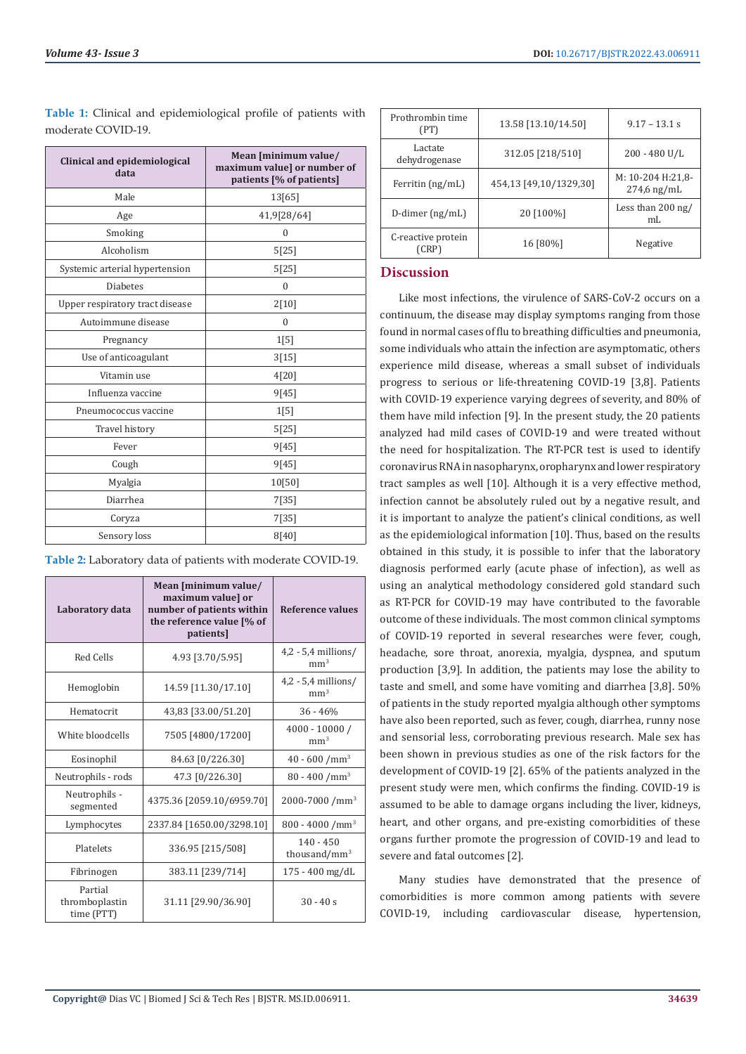**Table 1:** Clinical and epidemiological profile of patients with moderate COVID-19.

| Clinical and epidemiological data | Mean [minimum value/ maximum value] or number of patients [% of patients] |
|---|---|
| Male | 13[65] |
| Age | 41,9[28/64] |
| Smoking | 0 |
| Alcoholism | 5[25] |
| Systemic arterial hypertension | 5[25] |
| Diabetes | 0 |
| Upper respiratory tract disease | 2[10] |
| Autoimmune disease | 0 |
| Pregnancy | 1[5] |
| Use of anticoagulant | 3[15] |
| Vitamin use | 4[20] |
| Influenza vaccine | 9[45] |
| Pneumococcus vaccine | 1[5] |
| Travel history | 5[25] |
| Fever | 9[45] |
| Cough | 9[45] |
| Myalgia | 10[50] |
| Diarrhea | 7[35] |
| Coryza | 7[35] |
| Sensory loss | 8[40] |

**Table 2:** Laboratory data of patients with moderate COVID-19.

| Laboratory data | Mean [minimum value/ maximum value] or number of patients within the reference value [% of patients] | Reference values |
|---|---|---|
| Red Cells | 4.93 [3.70/5.95] | 4,2 - 5,4 millions/ $mm^3$ |
| Hemoglobin | 14.59 [11.30/17.10] | 4,2 - 5,4 millions/ $mm^3$ |
| Hematocrit | 43,83 [33.00/51.20] | 36 - 46% |
| White bloodcells | 7505 [4800/17200] | 4000 - 10000 / $mm^3$ |
| Eosinophil | 84.63 [0/226.30] | 40 - 600 /$mm^3$ |
| Neutrophils - rods | 47.3 [0/226.30] | 80 - 400 /$mm^3$ |
| Neutrophils - segmented | 4375.36 [2059.10/6959.70] | 2000-7000 /$mm^3$ |
| Lymphocytes | 2337.84 [1650.00/3298.10] | 800 - 4000 /$mm^3$ |
| Platelets | 336.95 [215/508] | 140 - 450 thousand/$mm^3$ |
| Fibrinogen | 383.11 [239/714] | 175 - 400 mg/dL |
| Partial thromboplastin time (PTT) | 31.11 [29.90/36.90] | 30 - 40 s |
| Prothrombin time (PT) | 13.58 [13.10/14.50] | 9.17 – 13.1 s |
| Lactate dehydrogenase | 312.05 [218/510] | 200 - 480 U/L |
| Ferritin (ng/mL) | 454,13 [49,10/1329,30] | M: 10-204 H:21,8-274,6 ng/mL |
| D-dimer (ng/mL) | 20 [100%] | Less than 200 ng/ mL |
| C-reactive protein (CRP) | 16 [80%] | Negative |

## Discussion

Like most infections, the virulence of SARS-CoV-2 occurs on a continuum, the disease may display symptoms ranging from those found in normal cases of flu to breathing difficulties and pneumonia, some individuals who attain the infection are asymptomatic, others experience mild disease, whereas a small subset of individuals progress to serious or life-threatening COVID-19 [3,8]. Patients with COVID-19 experience varying degrees of severity, and 80% of them have mild infection [9]. In the present study, the 20 patients analyzed had mild cases of COVID-19 and were treated without the need for hospitalization. The RT-PCR test is used to identify coronavirus RNA in nasopharynx, oropharynx and lower respiratory tract samples as well [10]. Although it is a very effective method, infection cannot be absolutely ruled out by a negative result, and it is important to analyze the patient's clinical conditions, as well as the epidemiological information [10]. Thus, based on the results obtained in this study, it is possible to infer that the laboratory diagnosis performed early (acute phase of infection), as well as using an analytical methodology considered gold standard such as RT-PCR for COVID-19 may have contributed to the favorable outcome of these individuals. The most common clinical symptoms of COVID-19 reported in several researches were fever, cough, headache, sore throat, anorexia, myalgia, dyspnea, and sputum production [3,9]. In addition, the patients may lose the ability to taste and smell, and some have vomiting and diarrhea [3,8]. 50% of patients in the study reported myalgia although other symptoms have also been reported, such as fever, cough, diarrhea, runny nose and sensorial less, corroborating previous research. Male sex has been shown in previous studies as one of the risk factors for the development of COVID-19 [2]. 65% of the patients analyzed in the present study were men, which confirms the finding. COVID-19 is assumed to be able to damage organs including the liver, kidneys, heart, and other organs, and pre-existing comorbidities of these organs further promote the progression of COVID-19 and lead to severe and fatal outcomes [2].

Many studies have demonstrated that the presence of comorbidities is more common among patients with severe COVID-19, including cardiovascular disease, hypertension,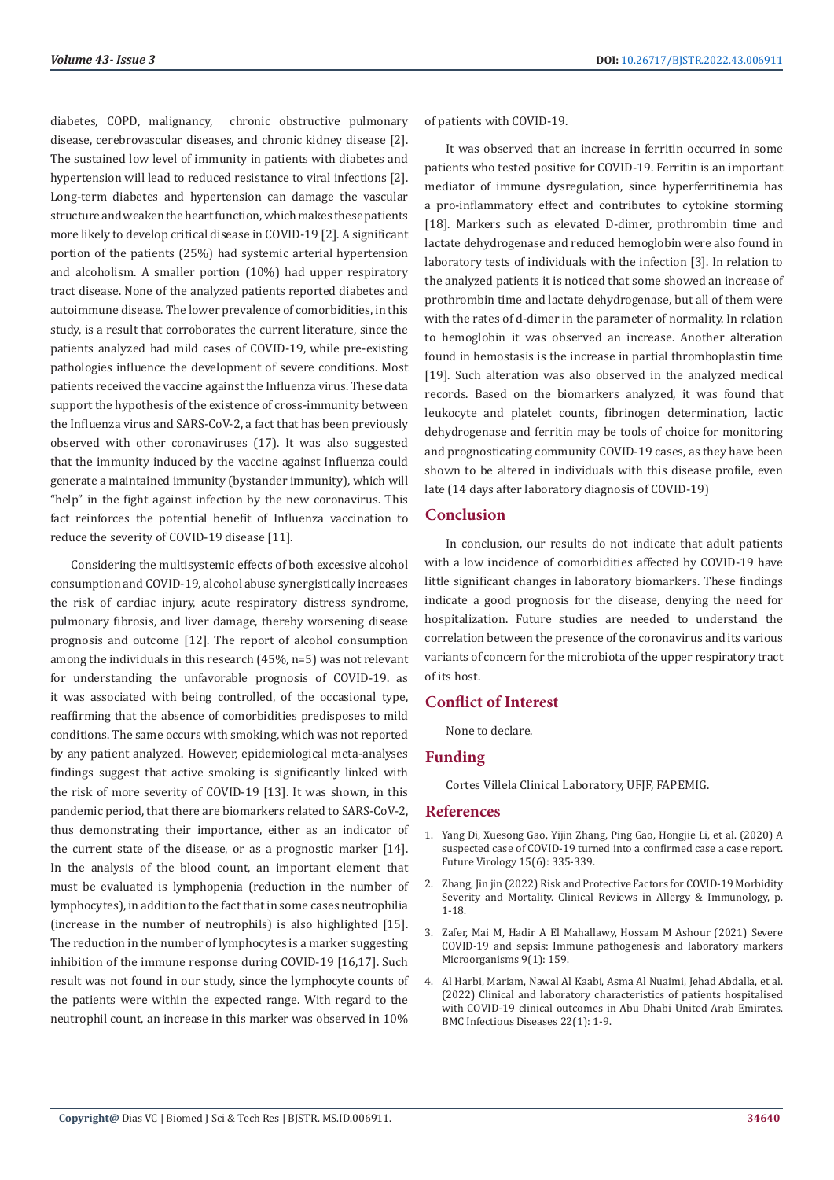diabetes, COPD, malignancy, chronic obstructive pulmonary disease, cerebrovascular diseases, and chronic kidney disease [2]. The sustained low level of immunity in patients with diabetes and hypertension will lead to reduced resistance to viral infections [2]. Long-term diabetes and hypertension can damage the vascular structure and weaken the heart function, which makes these patients more likely to develop critical disease in COVID-19 [2]. A significant portion of the patients (25%) had systemic arterial hypertension and alcoholism. A smaller portion (10%) had upper respiratory tract disease. None of the analyzed patients reported diabetes and autoimmune disease. The lower prevalence of comorbidities, in this study, is a result that corroborates the current literature, since the patients analyzed had mild cases of COVID-19, while pre-existing pathologies influence the development of severe conditions. Most patients received the vaccine against the Influenza virus. These data support the hypothesis of the existence of cross-immunity between the Influenza virus and SARS-CoV-2, a fact that has been previously observed with other coronaviruses (17). It was also suggested that the immunity induced by the vaccine against Influenza could generate a maintained immunity (bystander immunity), which will "help" in the fight against infection by the new coronavirus. This fact reinforces the potential benefit of Influenza vaccination to reduce the severity of COVID-19 disease [11].

Considering the multisystemic effects of both excessive alcohol consumption and COVID-19, alcohol abuse synergistically increases the risk of cardiac injury, acute respiratory distress syndrome, pulmonary fibrosis, and liver damage, thereby worsening disease prognosis and outcome [12]. The report of alcohol consumption among the individuals in this research (45%, n=5) was not relevant for understanding the unfavorable prognosis of COVID-19. as it was associated with being controlled, of the occasional type, reaffirming that the absence of comorbidities predisposes to mild conditions. The same occurs with smoking, which was not reported by any patient analyzed. However, epidemiological meta-analyses findings suggest that active smoking is significantly linked with the risk of more severity of COVID-19 [13]. It was shown, in this pandemic period, that there are biomarkers related to SARS-CoV-2, thus demonstrating their importance, either as an indicator of the current state of the disease, or as a prognostic marker [14]. In the analysis of the blood count, an important element that must be evaluated is lymphopenia (reduction in the number of lymphocytes), in addition to the fact that in some cases neutrophilia (increase in the number of neutrophils) is also highlighted [15]. The reduction in the number of lymphocytes is a marker suggesting inhibition of the immune response during COVID-19 [16,17]. Such result was not found in our study, since the lymphocyte counts of the patients were within the expected range. With regard to the neutrophil count, an increase in this marker was observed in 10% of patients with COVID-19.

It was observed that an increase in ferritin occurred in some patients who tested positive for COVID-19. Ferritin is an important mediator of immune dysregulation, since hyperferritinemia has a pro-inflammatory effect and contributes to cytokine storming [18]. Markers such as elevated D-dimer, prothrombin time and lactate dehydrogenase and reduced hemoglobin were also found in laboratory tests of individuals with the infection [3]. In relation to the analyzed patients it is noticed that some showed an increase of prothrombin time and lactate dehydrogenase, but all of them were with the rates of d-dimer in the parameter of normality. In relation to hemoglobin it was observed an increase. Another alteration found in hemostasis is the increase in partial thromboplastin time [19]. Such alteration was also observed in the analyzed medical records. Based on the biomarkers analyzed, it was found that leukocyte and platelet counts, fibrinogen determination, lactic dehydrogenase and ferritin may be tools of choice for monitoring and prognosticating community COVID-19 cases, as they have been shown to be altered in individuals with this disease profile, even late (14 days after laboratory diagnosis of COVID-19)

## Conclusion

In conclusion, our results do not indicate that adult patients with a low incidence of comorbidities affected by COVID-19 have little significant changes in laboratory biomarkers. These findings indicate a good prognosis for the disease, denying the need for hospitalization. Future studies are needed to understand the correlation between the presence of the coronavirus and its various variants of concern for the microbiota of the upper respiratory tract of its host.

## Conflict of Interest

None to declare.

## Funding

Cortes Villela Clinical Laboratory, UFJF, FAPEMIG.

## References

1. Yang Di, Xuesong Gao, Yijin Zhang, Ping Gao, Hongjie Li, et al. (2020) A suspected case of COVID-19 turned into a confirmed case a case report. Future Virology 15(6): 335-339.
2. Zhang, Jin jin (2022) Risk and Protective Factors for COVID-19 Morbidity Severity and Mortality. Clinical Reviews in Allergy & Immunology, p. 1-18.
3. Zafer, Mai M, Hadir A El Mahallawy, Hossam M Ashour (2021) Severe COVID-19 and sepsis: Immune pathogenesis and laboratory markers Microorganisms 9(1): 159.
4. Al Harbi, Mariam, Nawal Al Kaabi, Asma Al Nuaimi, Jehad Abdalla, et al. (2022) Clinical and laboratory characteristics of patients hospitalised with COVID-19 clinical outcomes in Abu Dhabi United Arab Emirates. BMC Infectious Diseases 22(1): 1-9.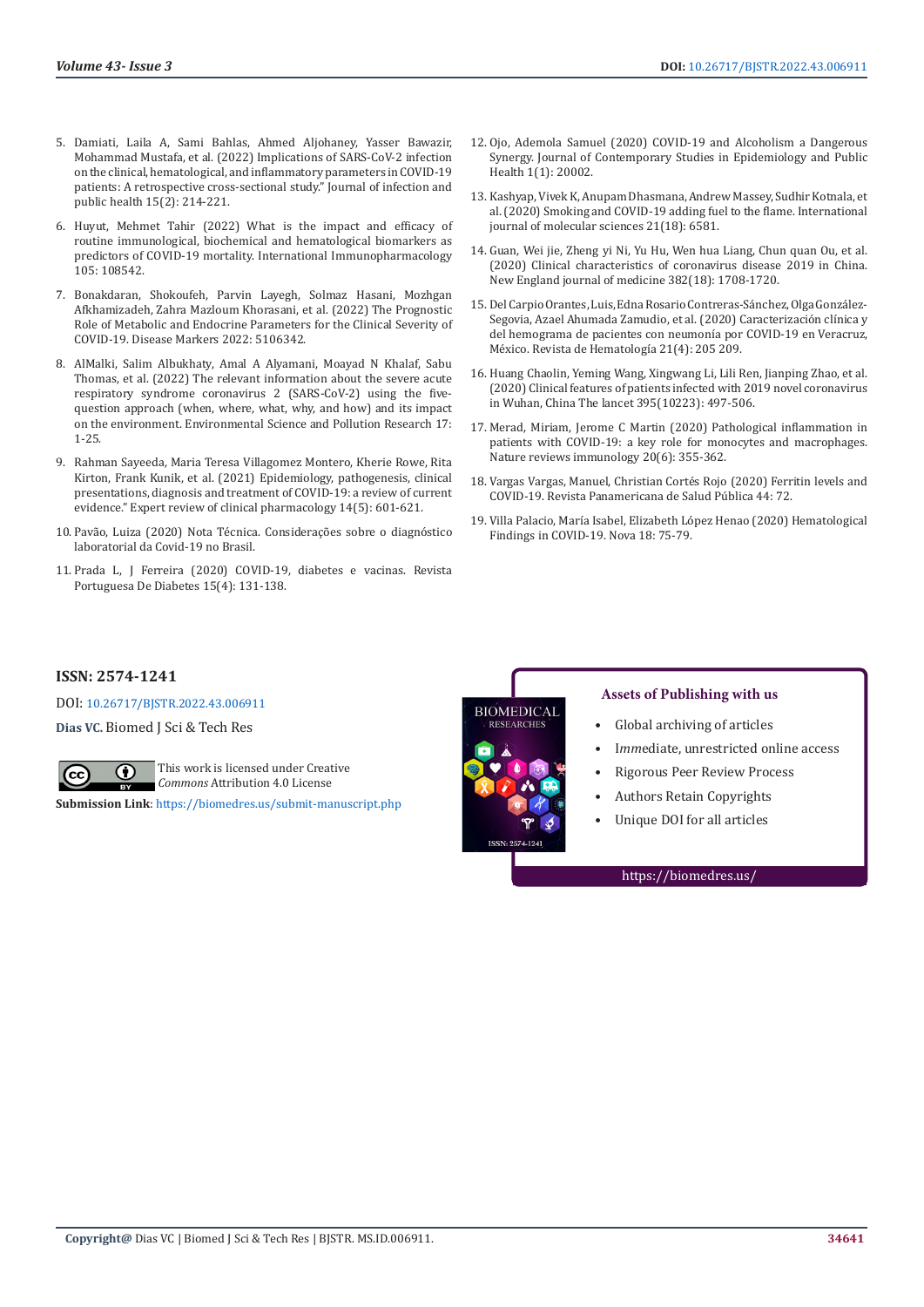5. Damiati, Laila A, Sami Bahlas, Ahmed Aljohaney, Yasser Bawazir, Mohammad Mustafa, et al. (2022) Implications of SARS-CoV-2 infection on the clinical, hematological, and inflammatory parameters in COVID-19 patients: A retrospective cross-sectional study." Journal of infection and public health 15(2): 214-221.
6. Huyut, Mehmet Tahir (2022) What is the impact and efficacy of routine immunological, biochemical and hematological biomarkers as predictors of COVID-19 mortality. International Immunopharmacology 105: 108542.
7. Bonakdaran, Shokoufeh, Parvin Layegh, Solmaz Hasani, Mozhgan Afkhamizadeh, Zahra Mazloum Khorasani, et al. (2022) The Prognostic Role of Metabolic and Endocrine Parameters for the Clinical Severity of COVID-19. Disease Markers 2022: 5106342.
8. AlMalki, Salim Albukhaty, Amal A Alyamani, Moayad N Khalaf, Sabu Thomas, et al. (2022) The relevant information about the severe acute respiratory syndrome coronavirus 2 (SARS-CoV-2) using the five-question approach (when, where, what, why, and how) and its impact on the environment. Environmental Science and Pollution Research 17: 1-25.
9. Rahman Sayeeda, Maria Teresa Villagomez Montero, Kherie Rowe, Rita Kirton, Frank Kunik, et al. (2021) Epidemiology, pathogenesis, clinical presentations, diagnosis and treatment of COVID-19: a review of current evidence." Expert review of clinical pharmacology 14(5): 601-621.
10. Pavão, Luiza (2020) Nota Técnica. Considerações sobre o diagnóstico laboratorial da Covid-19 no Brasil.
11. Prada L, J Ferreira (2020) COVID-19, diabetes e vacinas. Revista Portuguesa De Diabetes 15(4): 131-138.
12. Ojo, Ademola Samuel (2020) COVID-19 and Alcoholism a Dangerous Synergy. Journal of Contemporary Studies in Epidemiology and Public Health 1(1): 20002.
13. Kashyap, Vivek K, Anupam Dhasmana, Andrew Massey, Sudhir Kotnala, et al. (2020) Smoking and COVID-19 adding fuel to the flame. International journal of molecular sciences 21(18): 6581.
14. Guan, Wei jie, Zheng yi Ni, Yu Hu, Wen hua Liang, Chun quan Ou, et al. (2020) Clinical characteristics of coronavirus disease 2019 in China. New England journal of medicine 382(18): 1708-1720.
15. Del Carpio Orantes, Luis, Edna Rosario Contreras-Sánchez, Olga González-Segovia, Azael Ahumada Zamudio, et al. (2020) Caracterización clínica y del hemograma de pacientes con neumonía por COVID-19 en Veracruz, México. Revista de Hematología 21(4): 205 209.
16. Huang Chaolin, Yeming Wang, Xingwang Li, Lili Ren, Jianping Zhao, et al. (2020) Clinical features of patients infected with 2019 novel coronavirus in Wuhan, China The lancet 395(10223): 497-506.
17. Merad, Miriam, Jerome C Martin (2020) Pathological inflammation in patients with COVID-19: a key role for monocytes and macrophages. Nature reviews immunology 20(6): 355-362.
18. Vargas Vargas, Manuel, Christian Cortés Rojo (2020) Ferritin levels and COVID-19. Revista Panamericana de Salud Pública 44: 72.
19. Villa Palacio, María Isabel, Elizabeth López Henao (2020) Hematological Findings in COVID-19. Nova 18: 75-79.

**ISSN: 2574-1241**

DOI: 10.26717/BJSTR.2022.43.006911

**Dias VC.** Biomed J Sci & Tech Res

This work is licensed under Creative *Commons* Attribution 4.0 License

**Submission Link**: https://biomedres.us/submit-manuscript.php

BIOMEDICAL RESEARCHES

ISSN: 2574-1241

**Assets of Publishing with us**

- Global archiving of articles
- Immediate, unrestricted online access
- Rigorous Peer Review Process
- Authors Retain Copyrights
- Unique DOI for all articles

https://biomedres.us/